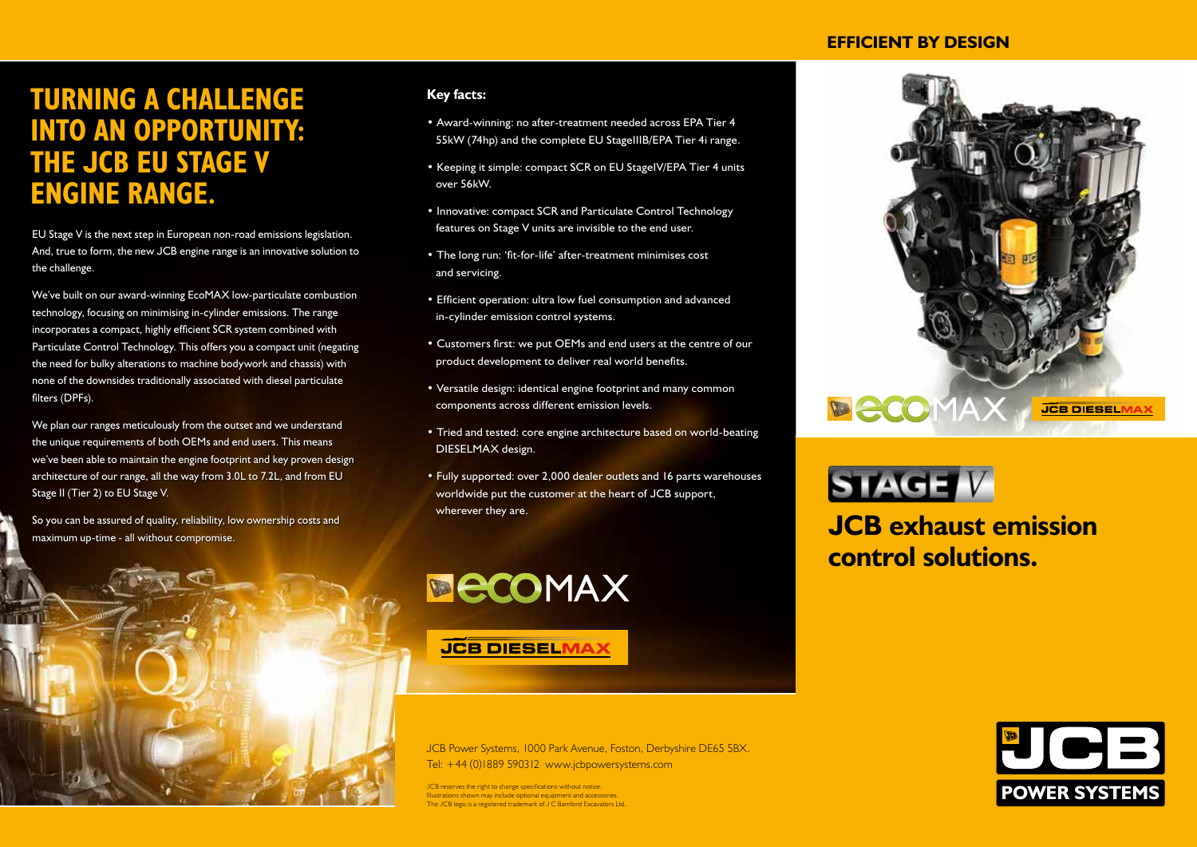# TURNING A CHALLENGE INTO AN OPPORTUNITY: THE JCB EU STAGE V ENGINE RANGE.

EU Stage V is the next step in European non-road emissions legislation. And, true to form, the new JCB engine range is an innovative solution to the challenge.

We've built on our award-winning EcoMAX low-particulate combustion technology, focusing on minimising in-cylinder emissions. The range incorporates a compact, highly efficient SCR system combined with Particulate Control Technology. This offers you a compact unit (negating the need for bulky alterations to machine bodywork and chassis) with none of the downsides traditionally associated with diesel particulate filters (DPFs).

We plan our ranges meticulously from the outset and we understand the unique requirements of both OEMs and end users. This means we've been able to maintain the engine footprint and key proven design architecture of our range, all the way from 3.0L to 7.2L, and from EU Stage II (Tier 2) to EU Stage V.

So you can be assured of quality, reliability, low ownership costs and maximum up-time - all without compromise.

**Key facts:**

- Award-winning: no after-treatment needed across EPA Tier 4 55kW (74hp) and the complete EU StageIIIB/EPA Tier 4i range.
- Keeping it simple: compact SCR on EU StageIV/EPA Tier 4 units over 56kW.
- Innovative: compact SCR and Particulate Control Technology features on Stage V units are invisible to the end user.
- The long run: 'fit-for-life' after-treatment minimises cost and servicing.
- Efficient operation: ultra low fuel consumption and advanced in-cylinder emission control systems.
- Customers first: we put OEMs and end users at the centre of our product development to deliver real world benefits.
- Versatile design: identical engine footprint and many common components across different emission levels.
- Tried and tested: core engine architecture based on world-beating DIESELMAX design.
- Fully supported: over 2,000 dealer outlets and 16 parts warehouses worldwide put the customer at the heart of JCB support, wherever they are.

ECOMAX

JCB DIESELMAX

JCB Power Systems, 1000 Park Avenue, Foston, Derbyshire DE65 5BX.
Tel: +44 (0)1889 590312 www.jcbpowersystems.com

JCB reserves the right to change specifications without notice.
Illustrations shown may include optional equipment and accessories.
The JCB logo is a registered trademark of J C Bamford Excavators Ltd.

## EFFICIENT BY DESIGN

ECOMAX JCB DIESELMAX

STAGE V

## JCB exhaust emission control solutions.

JCB POWER SYSTEMS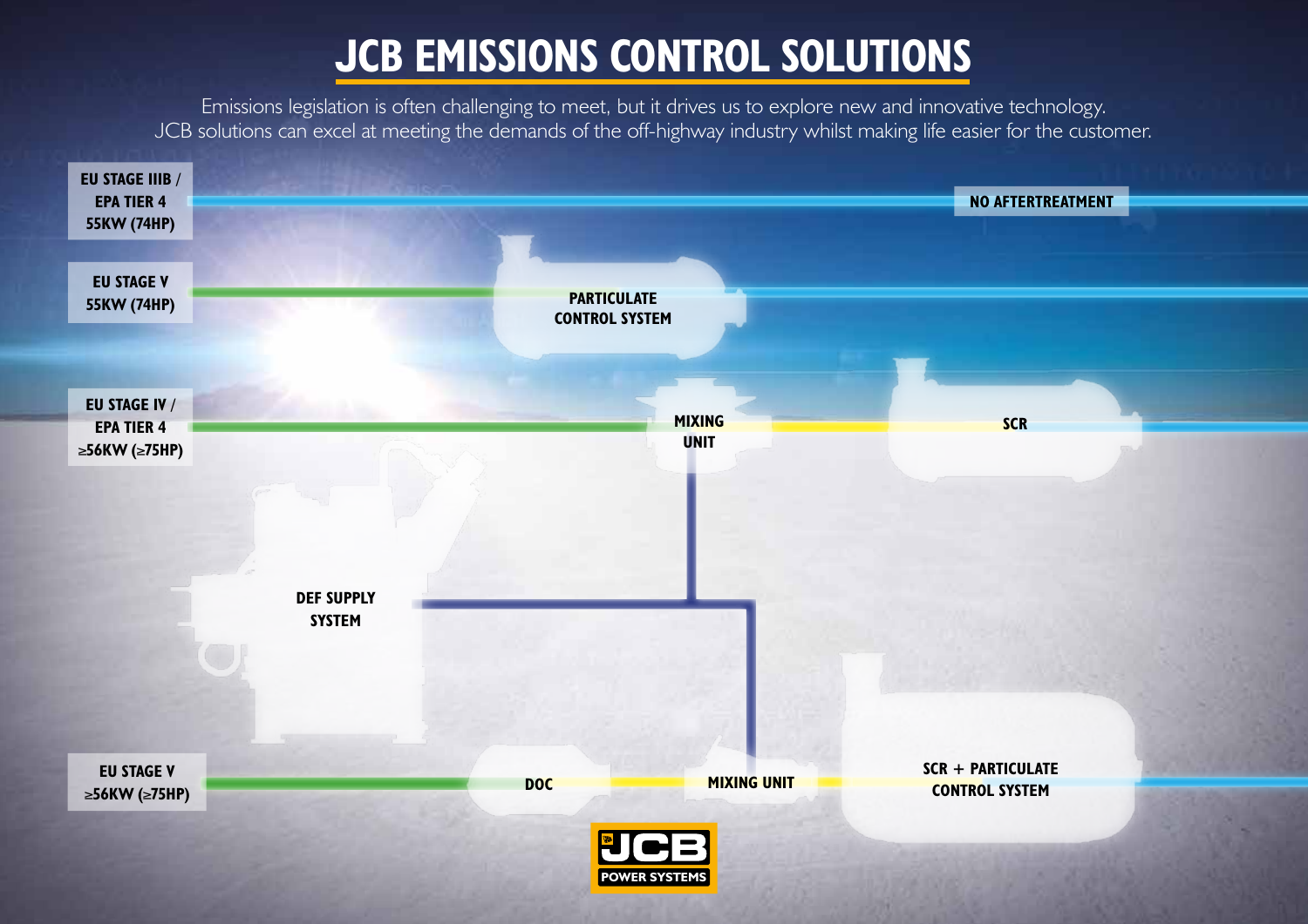# JCB EMISSIONS CONTROL SOLUTIONS

Emissions legislation is often challenging to meet, but it drives us to explore new and innovative technology. JCB solutions can excel at meeting the demands of the off-highway industry whilst making life easier for the customer.

EU STAGE IIIB / EPA TIER 4 55KW (74HP)

NO AFTERTREATMENT

EU STAGE V 55KW (74HP)

PARTICULATE CONTROL SYSTEM

EU STAGE IV / EPA TIER 4 ≥56KW (≥75HP)

MIXING UNIT

SCR

DEF SUPPLY SYSTEM

EU STAGE V ≥56KW (≥75HP)

DOC

MIXING UNIT

SCR + PARTICULATE CONTROL SYSTEM

JCB POWER SYSTEMS